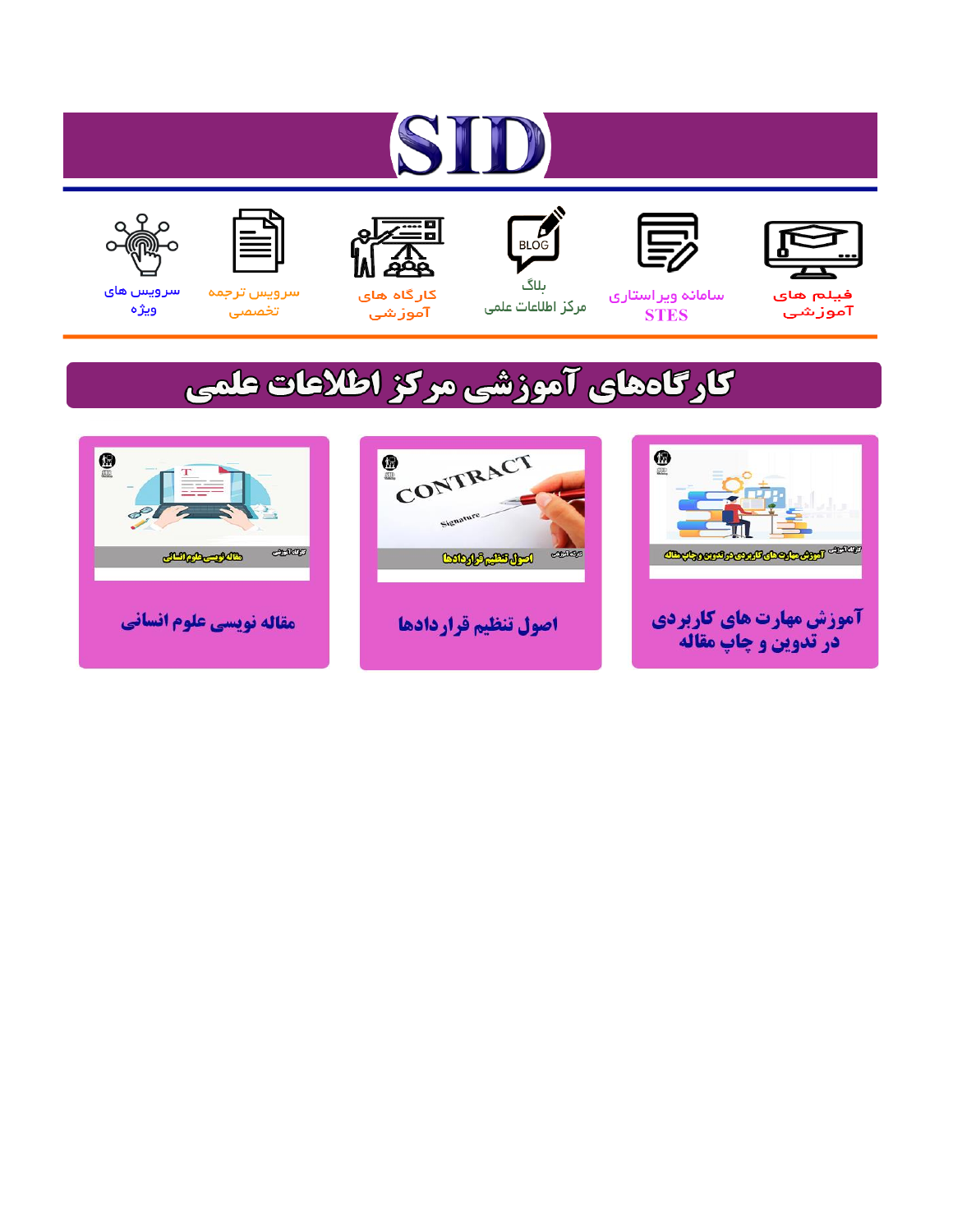# SID

فیلم های آموزشی

سامانه ویراستاری STES

بلاگ مرکز اطلاعات علمی

کارگاه های آموزشی

سرویس ترجمه تخصصی

سرویس های ویژه

## کارگاه‌های آموزشی مرکز اطلاعات علمی

آموزش مهارت های کاربردی در تدوین و چاپ مقاله

اصول تنظیم قراردادها

مقاله نویسی علوم انسانی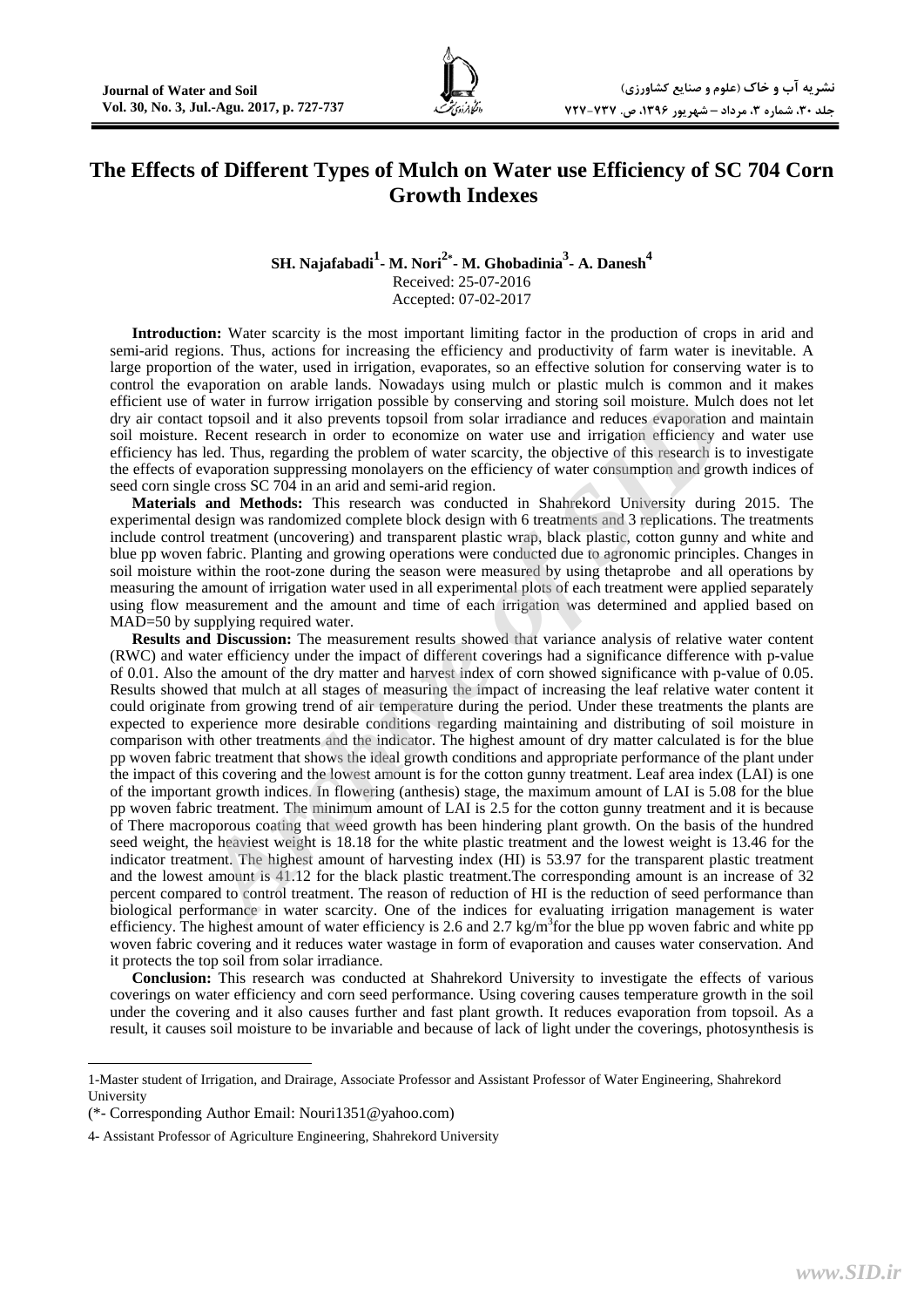# The Effects of Different Types of Mulch on Water use Efficiency of SC 704 Corn Growth Indexes

**SH. Najafabadi[1]- M. Nori[2*]- M. Ghobadinia[3]- A. Danesh[4]**

Received: 25-07-2016

Accepted: 07-02-2017

**Introduction:** Water scarcity is the most important limiting factor in the production of crops in arid and semi-arid regions. Thus, actions for increasing the efficiency and productivity of farm water is inevitable. A large proportion of the water, used in irrigation, evaporates, so an effective solution for conserving water is to control the evaporation on arable lands. Nowadays using mulch or plastic mulch is common and it makes efficient use of water in furrow irrigation possible by conserving and storing soil moisture. Mulch does not let dry air contact topsoil and it also prevents topsoil from solar irradiance and reduces evaporation and maintain soil moisture. Recent research in order to economize on water use and irrigation efficiency and water use efficiency has led. Thus, regarding the problem of water scarcity, the objective of this research is to investigate the effects of evaporation suppressing monolayers on the efficiency of water consumption and growth indices of seed corn single cross SC 704 in an arid and semi-arid region.

**Materials and Methods:** This research was conducted in Shahrekord University during 2015. The experimental design was randomized complete block design with 6 treatments and 3 replications. The treatments include control treatment (uncovering) and transparent plastic wrap, black plastic, cotton gunny and white and blue pp woven fabric. Planting and growing operations were conducted due to agronomic principles. Changes in soil moisture within the root-zone during the season were measured by using thetaprobe and all operations by measuring the amount of irrigation water used in all experimental plots of each treatment were applied separately using flow measurement and the amount and time of each irrigation was determined and applied based on MAD=50 by supplying required water.

**Results and Discussion:** The measurement results showed that variance analysis of relative water content (RWC) and water efficiency under the impact of different coverings had a significance difference with p-value of 0.01. Also the amount of the dry matter and harvest index of corn showed significance with p-value of 0.05. Results showed that mulch at all stages of measuring the impact of increasing the leaf relative water content it could originate from growing trend of air temperature during the period. Under these treatments the plants are expected to experience more desirable conditions regarding maintaining and distributing of soil moisture in comparison with other treatments and the indicator. The highest amount of dry matter calculated is for the blue pp woven fabric treatment that shows the ideal growth conditions and appropriate performance of the plant under the impact of this covering and the lowest amount is for the cotton gunny treatment. Leaf area index (LAI) is one of the important growth indices. In flowering (anthesis) stage, the maximum amount of LAI is 5.08 for the blue pp woven fabric treatment. The minimum amount of LAI is 2.5 for the cotton gunny treatment and it is because of There macroporous coating that weed growth has been hindering plant growth. On the basis of the hundred seed weight, the heaviest weight is 18.18 for the white plastic treatment and the lowest weight is 13.46 for the indicator treatment. The highest amount of harvesting index (HI) is 53.97 for the transparent plastic treatment and the lowest amount is 41.12 for the black plastic treatment.The corresponding amount is an increase of 32 percent compared to control treatment. The reason of reduction of HI is the reduction of seed performance than biological performance in water scarcity. One of the indices for evaluating irrigation management is water efficiency. The highest amount of water efficiency is 2.6 and 2.7 $kg/m^3$for the blue pp woven fabric and white pp woven fabric covering and it reduces water wastage in form of evaporation and causes water conservation. And it protects the top soil from solar irradiance.

**Conclusion:** This research was conducted at Shahrekord University to investigate the effects of various coverings on water efficiency and corn seed performance. Using covering causes temperature growth in the soil under the covering and it also causes further and fast plant growth. It reduces evaporation from topsoil. As a result, it causes soil moisture to be invariable and because of lack of light under the coverings, photosynthesis is

---

1-Master student of Irrigation, and Drairage, Associate Professor and Assistant Professor of Water Engineering, Shahrekord University

(*- Corresponding Author Email: Nouri1351@yahoo.com)

4- Assistant Professor of Agriculture Engineering, Shahrekord University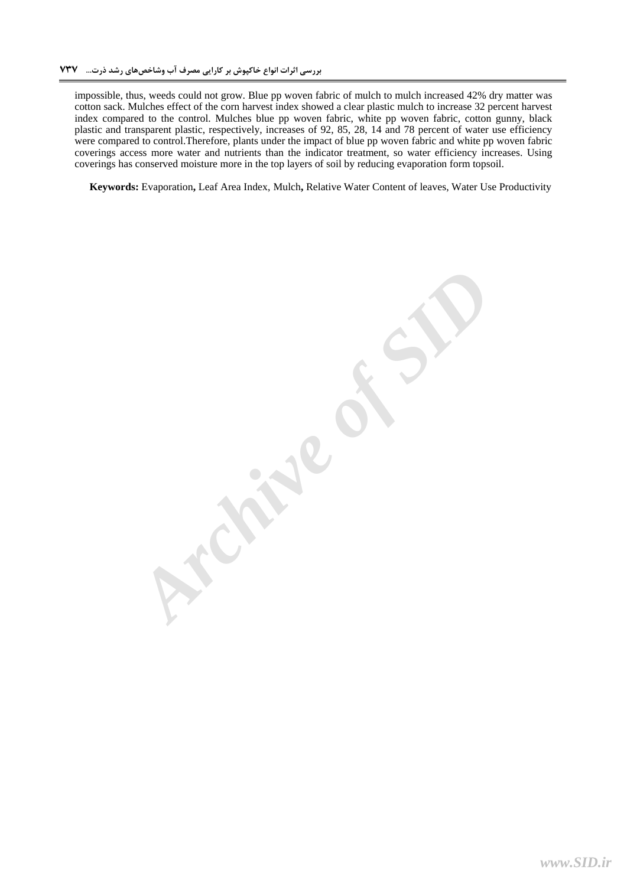impossible, thus, weeds could not grow. Blue pp woven fabric of mulch to mulch increased 42% dry matter was cotton sack. Mulches effect of the corn harvest index showed a clear plastic mulch to increase 32 percent harvest index compared to the control. Mulches blue pp woven fabric, white pp woven fabric, cotton gunny, black plastic and transparent plastic, respectively, increases of 92, 85, 28, 14 and 78 percent of water use efficiency were compared to control.Therefore, plants under the impact of blue pp woven fabric and white pp woven fabric coverings access more water and nutrients than the indicator treatment, so water efficiency increases. Using coverings has conserved moisture more in the top layers of soil by reducing evaporation form topsoil.

**Keywords:** Evaporation**,** Leaf Area Index, Mulch**,** Relative Water Content of leaves, Water Use Productivity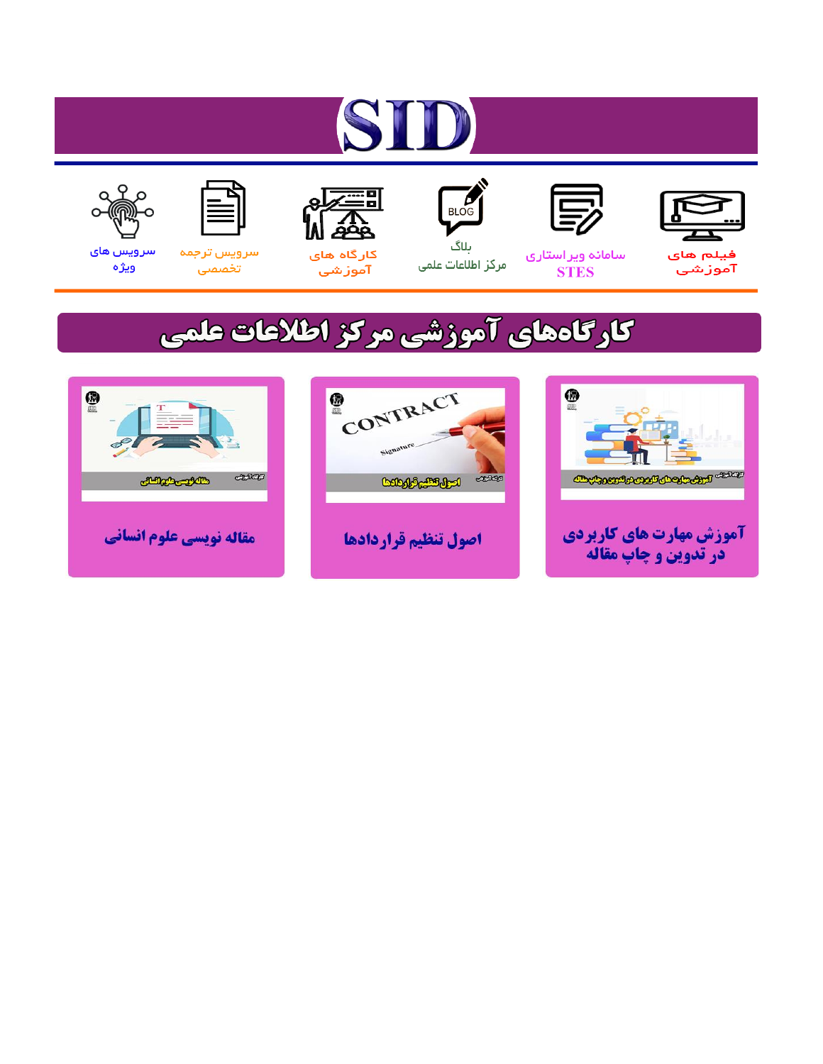# SID

فیلم های آموزشی

سامانه ویراستاری STES

بلاگ مرکز اطلاعات علمی

کارگاه های آموزشی

سرویس ترجمه تخصصی

سرویس های ویژه

## کارگاه‌های آموزشی مرکز اطلاعات علمی

آموزش مهارت های کاربردی در تدوین و چاپ مقاله

اصول تنظیم قراردادها

مقاله نویسی علوم انسانی